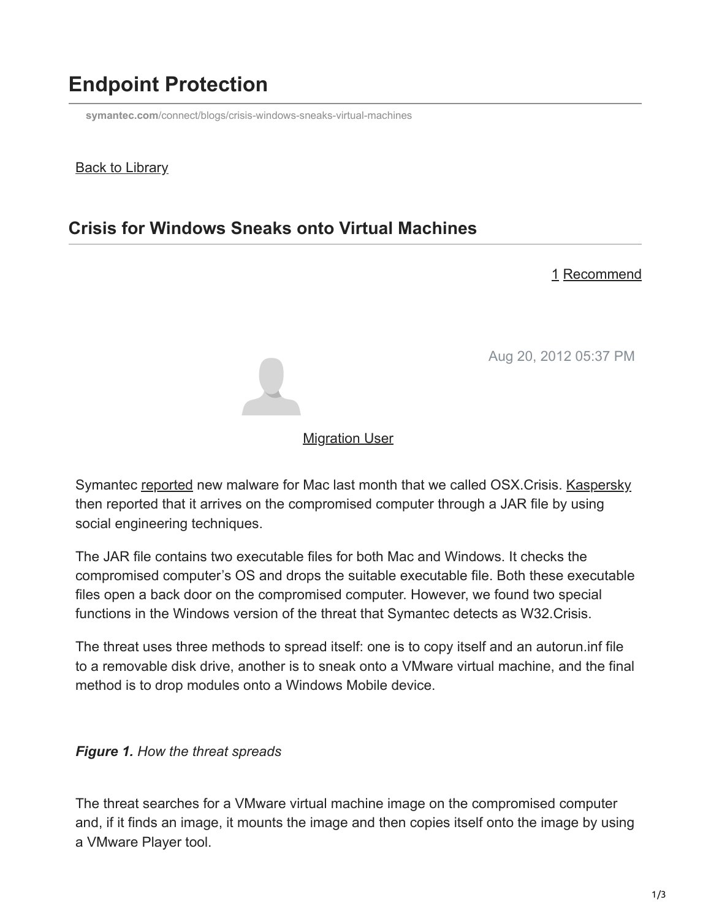# Endpoint Protection

symantec.com/connect/blogs/crisis-windows-sneaks-virtual-machines

Back to Library

## Crisis for Windows Sneaks onto Virtual Machines

1 Recommend

Aug 20, 2012 05:37 PM

Migration User

Symantec reported new malware for Mac last month that we called OSX.Crisis. Kaspersky then reported that it arrives on the compromised computer through a JAR file by using social engineering techniques.

The JAR file contains two executable files for both Mac and Windows. It checks the compromised computer's OS and drops the suitable executable file. Both these executable files open a back door on the compromised computer. However, we found two special functions in the Windows version of the threat that Symantec detects as W32.Crisis.

The threat uses three methods to spread itself: one is to copy itself and an autorun.inf file to a removable disk drive, another is to sneak onto a VMware virtual machine, and the final method is to drop modules onto a Windows Mobile device.

***Figure 1.*** *How the threat spreads*

The threat searches for a VMware virtual machine image on the compromised computer and, if it finds an image, it mounts the image and then copies itself onto the image by using a VMware Player tool.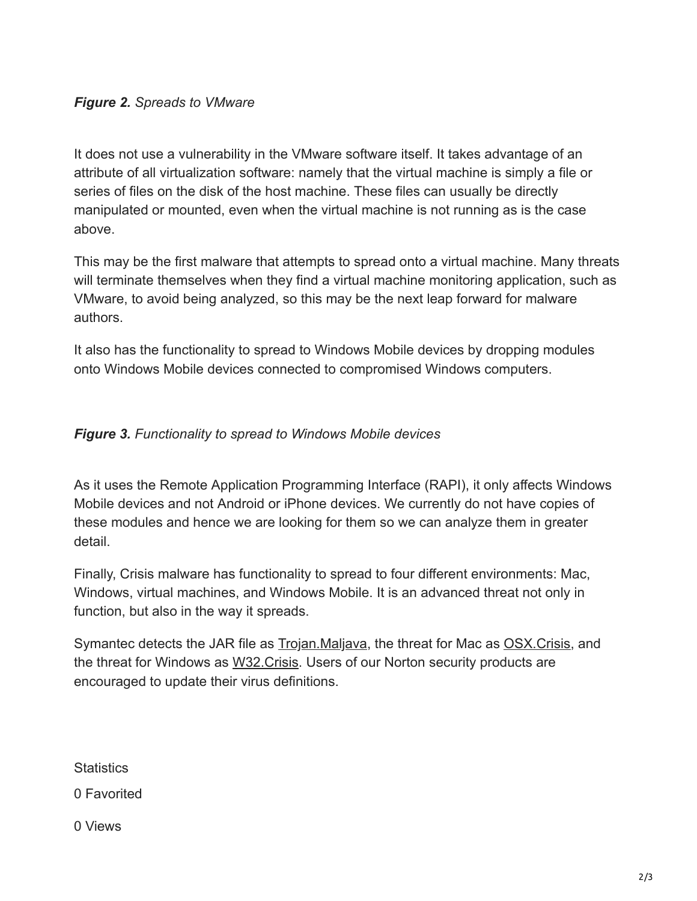***Figure 2.*** *Spreads to VMware*

It does not use a vulnerability in the VMware software itself. It takes advantage of an attribute of all virtualization software: namely that the virtual machine is simply a file or series of files on the disk of the host machine. These files can usually be directly manipulated or mounted, even when the virtual machine is not running as is the case above.

This may be the first malware that attempts to spread onto a virtual machine. Many threats will terminate themselves when they find a virtual machine monitoring application, such as VMware, to avoid being analyzed, so this may be the next leap forward for malware authors.

It also has the functionality to spread to Windows Mobile devices by dropping modules onto Windows Mobile devices connected to compromised Windows computers.

***Figure 3.*** *Functionality to spread to Windows Mobile devices*

As it uses the Remote Application Programming Interface (RAPI), it only affects Windows Mobile devices and not Android or iPhone devices. We currently do not have copies of these modules and hence we are looking for them so we can analyze them in greater detail.

Finally, Crisis malware has functionality to spread to four different environments: Mac, Windows, virtual machines, and Windows Mobile. It is an advanced threat not only in function, but also in the way it spreads.

Symantec detects the JAR file as Trojan.Maljava, the threat for Mac as OSX.Crisis, and the threat for Windows as W32.Crisis. Users of our Norton security products are encouraged to update their virus definitions.

Statistics

0 Favorited

0 Views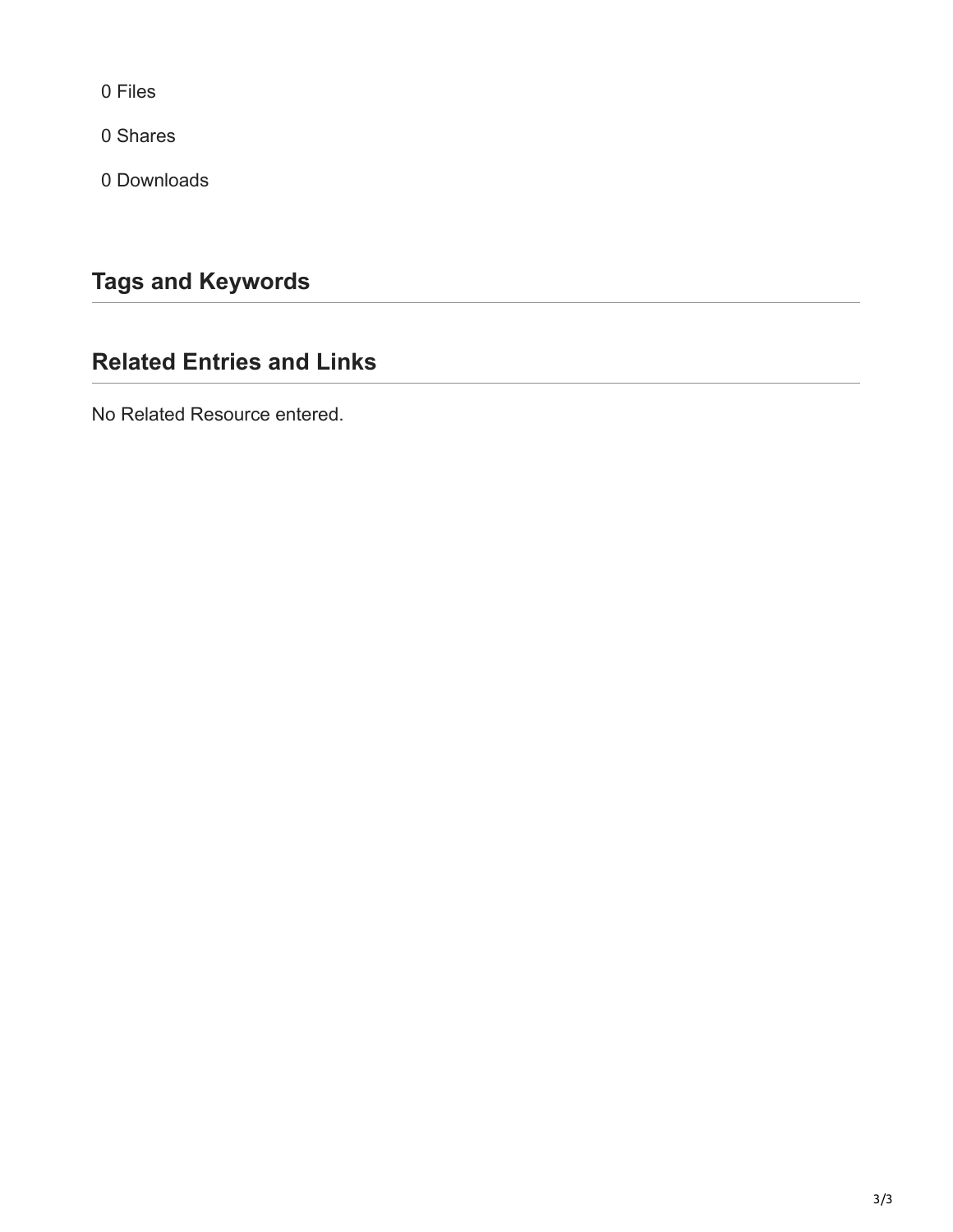0 Files

0 Shares

0 Downloads

## Tags and Keywords

## Related Entries and Links

No Related Resource entered.